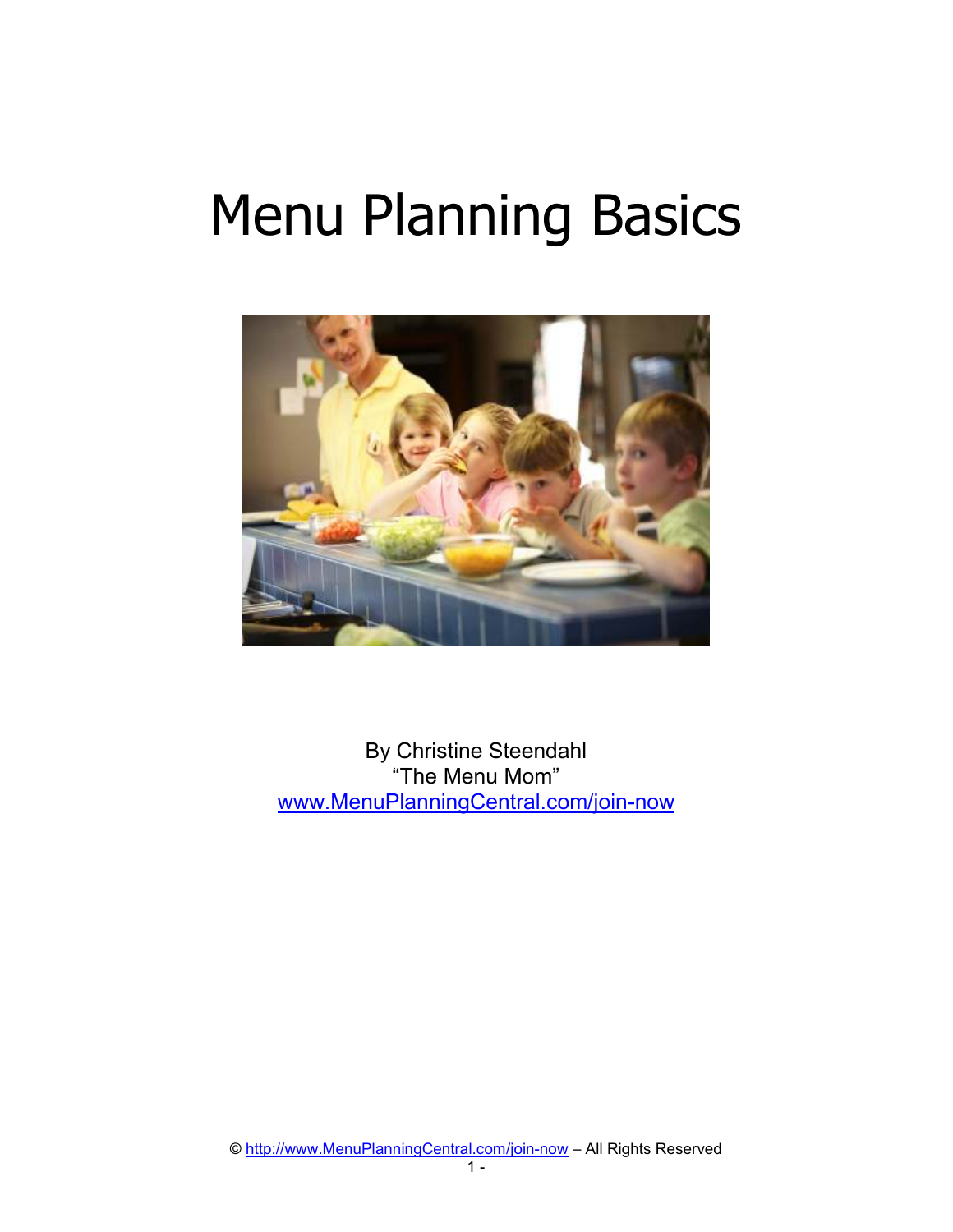# Menu Planning Basics

By Christine Steendahl
"The Menu Mom"
www.MenuPlanningCentral.com/join-now

© http://www.MenuPlanningCentral.com/join-now – All Rights Reserved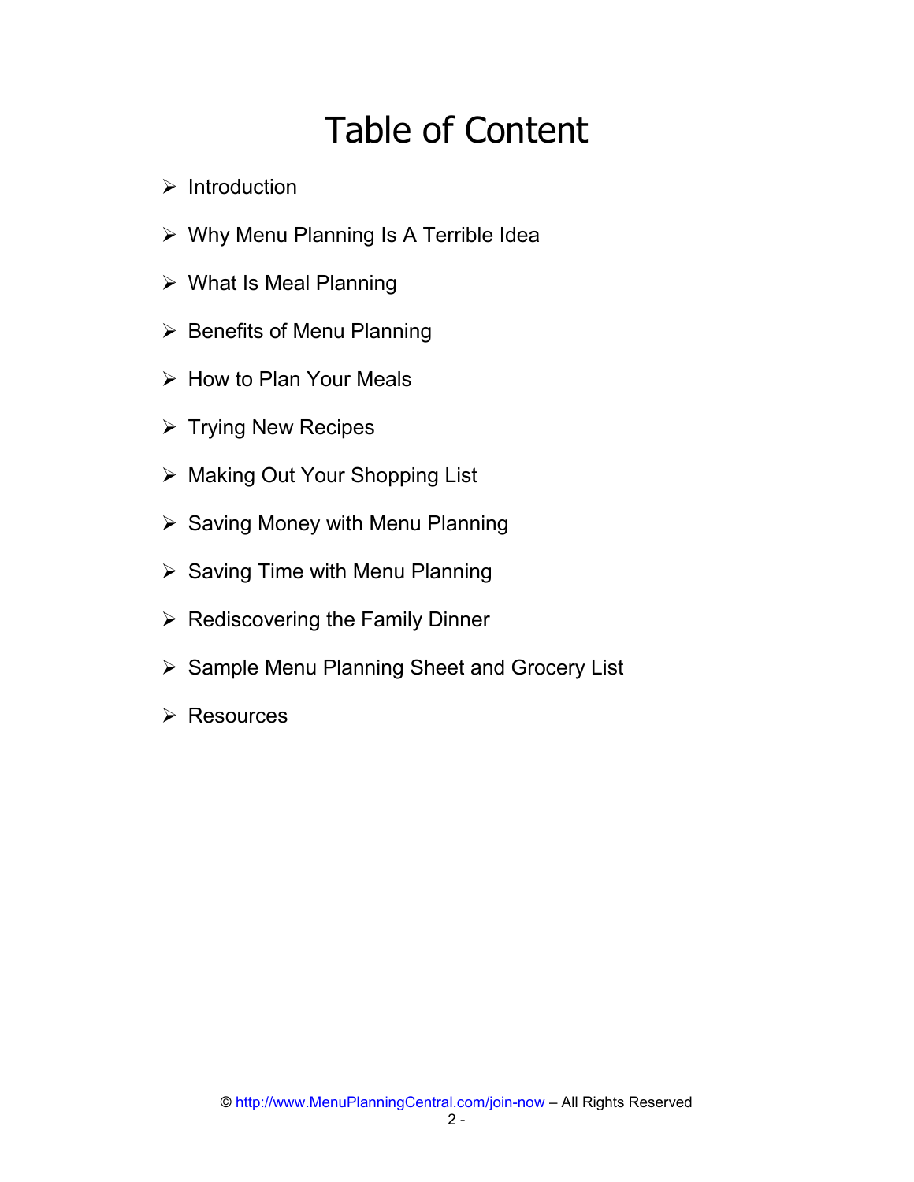# Table of Content

- Introduction
- Why Menu Planning Is A Terrible Idea
- What Is Meal Planning
- Benefits of Menu Planning
- How to Plan Your Meals
- Trying New Recipes
- Making Out Your Shopping List
- Saving Money with Menu Planning
- Saving Time with Menu Planning
- Rediscovering the Family Dinner
- Sample Menu Planning Sheet and Grocery List
- Resources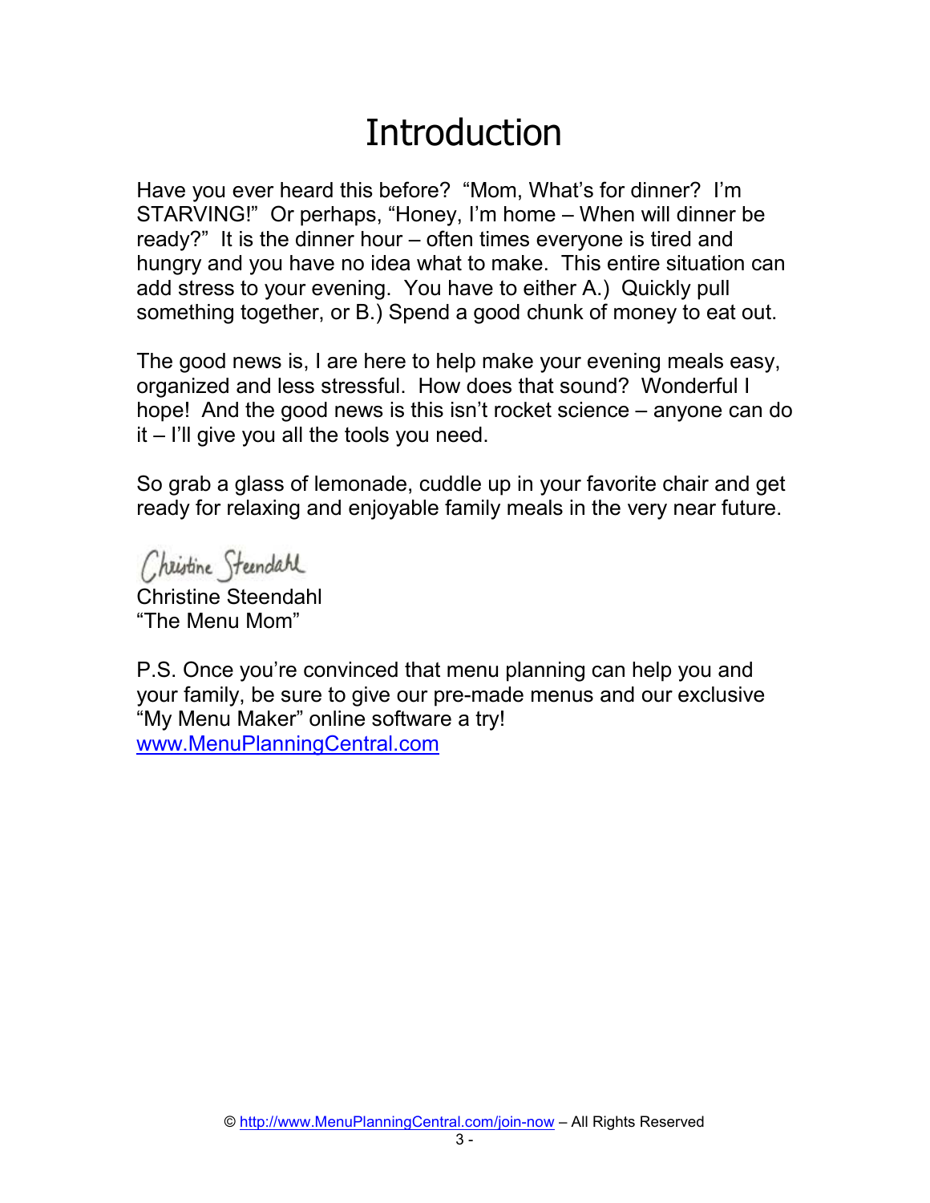# Introduction

Have you ever heard this before? "Mom, What's for dinner? I'm STARVING!" Or perhaps, "Honey, I'm home – When will dinner be ready?" It is the dinner hour – often times everyone is tired and hungry and you have no idea what to make. This entire situation can add stress to your evening. You have to either A.) Quickly pull something together, or B.) Spend a good chunk of money to eat out.

The good news is, I are here to help make your evening meals easy, organized and less stressful. How does that sound? Wonderful I hope! And the good news is this isn't rocket science – anyone can do it – I'll give you all the tools you need.

So grab a glass of lemonade, cuddle up in your favorite chair and get ready for relaxing and enjoyable family meals in the very near future.

Christine Steendahl

Christine Steendahl
"The Menu Mom"

P.S. Once you're convinced that menu planning can help you and your family, be sure to give our pre-made menus and our exclusive "My Menu Maker" online software a try!
www.MenuPlanningCentral.com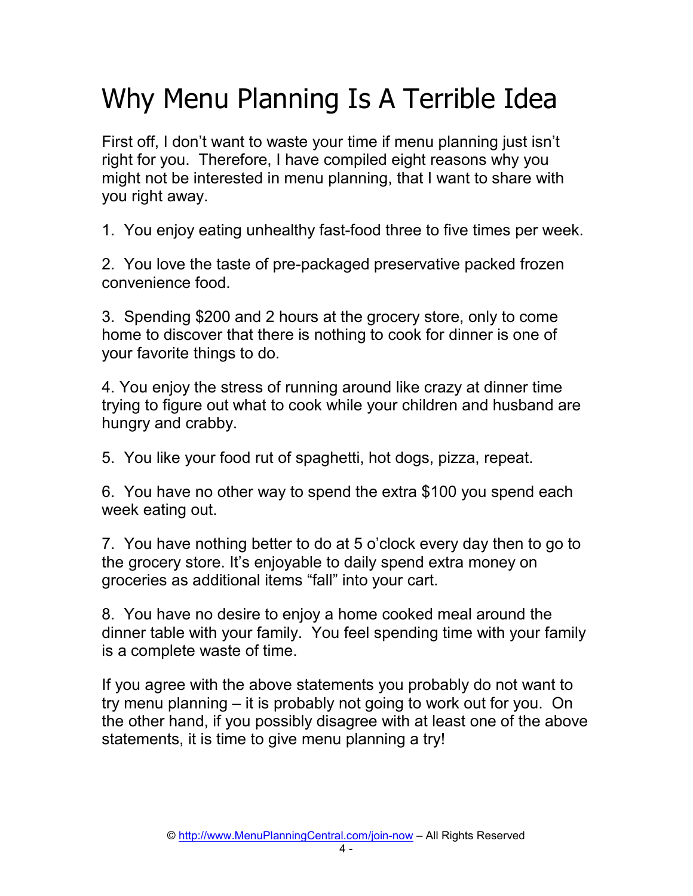# Why Menu Planning Is A Terrible Idea

First off, I don't want to waste your time if menu planning just isn't right for you. Therefore, I have compiled eight reasons why you might not be interested in menu planning, that I want to share with you right away.

1. You enjoy eating unhealthy fast-food three to five times per week.

2. You love the taste of pre-packaged preservative packed frozen convenience food.

3. Spending $200 and 2 hours at the grocery store, only to come home to discover that there is nothing to cook for dinner is one of your favorite things to do.

4. You enjoy the stress of running around like crazy at dinner time trying to figure out what to cook while your children and husband are hungry and crabby.

5. You like your food rut of spaghetti, hot dogs, pizza, repeat.

6. You have no other way to spend the extra $100 you spend each week eating out.

7. You have nothing better to do at 5 o'clock every day then to go to the grocery store. It's enjoyable to daily spend extra money on groceries as additional items "fall" into your cart.

8. You have no desire to enjoy a home cooked meal around the dinner table with your family. You feel spending time with your family is a complete waste of time.

If you agree with the above statements you probably do not want to try menu planning – it is probably not going to work out for you. On the other hand, if you possibly disagree with at least one of the above statements, it is time to give menu planning a try!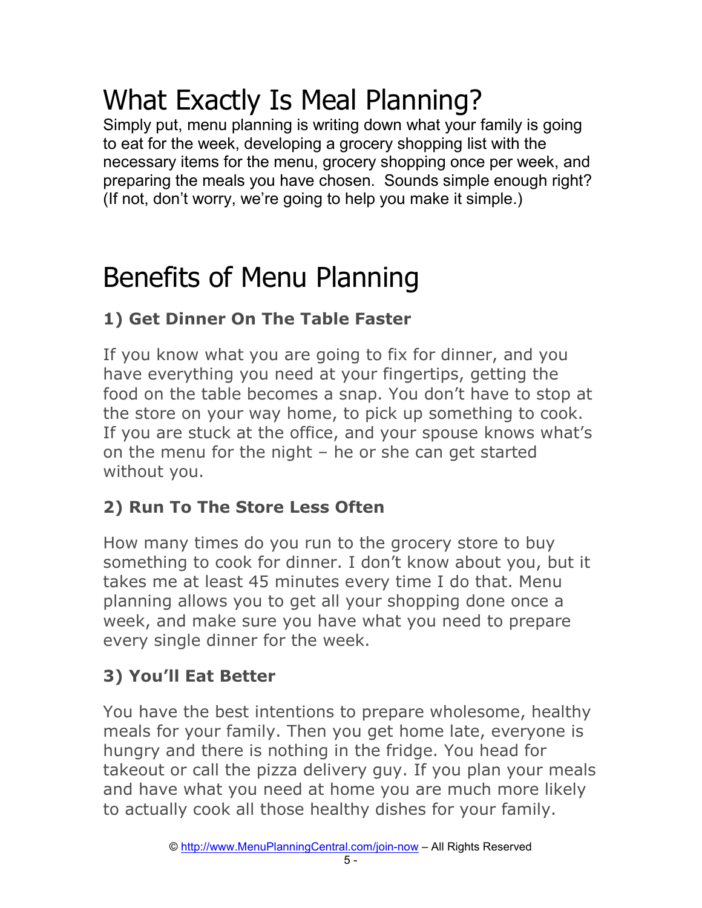# What Exactly Is Meal Planning?

Simply put, menu planning is writing down what your family is going to eat for the week, developing a grocery shopping list with the necessary items for the menu, grocery shopping once per week, and preparing the meals you have chosen.  Sounds simple enough right? (If not, don't worry, we're going to help you make it simple.)

# Benefits of Menu Planning

### 1) Get Dinner On The Table Faster

If you know what you are going to fix for dinner, and you have everything you need at your fingertips, getting the food on the table becomes a snap. You don't have to stop at the store on your way home, to pick up something to cook. If you are stuck at the office, and your spouse knows what's on the menu for the night – he or she can get started without you.

### 2) Run To The Store Less Often

How many times do you run to the grocery store to buy something to cook for dinner. I don't know about you, but it takes me at least 45 minutes every time I do that. Menu planning allows you to get all your shopping done once a week, and make sure you have what you need to prepare every single dinner for the week.

### 3) You'll Eat Better

You have the best intentions to prepare wholesome, healthy meals for your family. Then you get home late, everyone is hungry and there is nothing in the fridge. You head for takeout or call the pizza delivery guy. If you plan your meals and have what you need at home you are much more likely to actually cook all those healthy dishes for your family.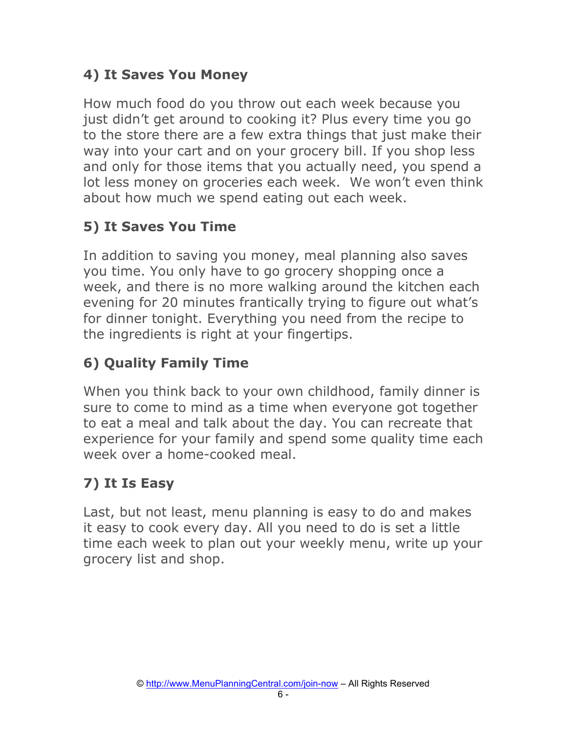### 4) It Saves You Money

How much food do you throw out each week because you just didn't get around to cooking it? Plus every time you go to the store there are a few extra things that just make their way into your cart and on your grocery bill. If you shop less and only for those items that you actually need, you spend a lot less money on groceries each week.  We won't even think about how much we spend eating out each week.

### 5) It Saves You Time

In addition to saving you money, meal planning also saves you time. You only have to go grocery shopping once a week, and there is no more walking around the kitchen each evening for 20 minutes frantically trying to figure out what's for dinner tonight. Everything you need from the recipe to the ingredients is right at your fingertips.

### 6) Quality Family Time

When you think back to your own childhood, family dinner is sure to come to mind as a time when everyone got together to eat a meal and talk about the day. You can recreate that experience for your family and spend some quality time each week over a home-cooked meal.

### 7) It Is Easy

Last, but not least, menu planning is easy to do and makes it easy to cook every day. All you need to do is set a little time each week to plan out your weekly menu, write up your grocery list and shop.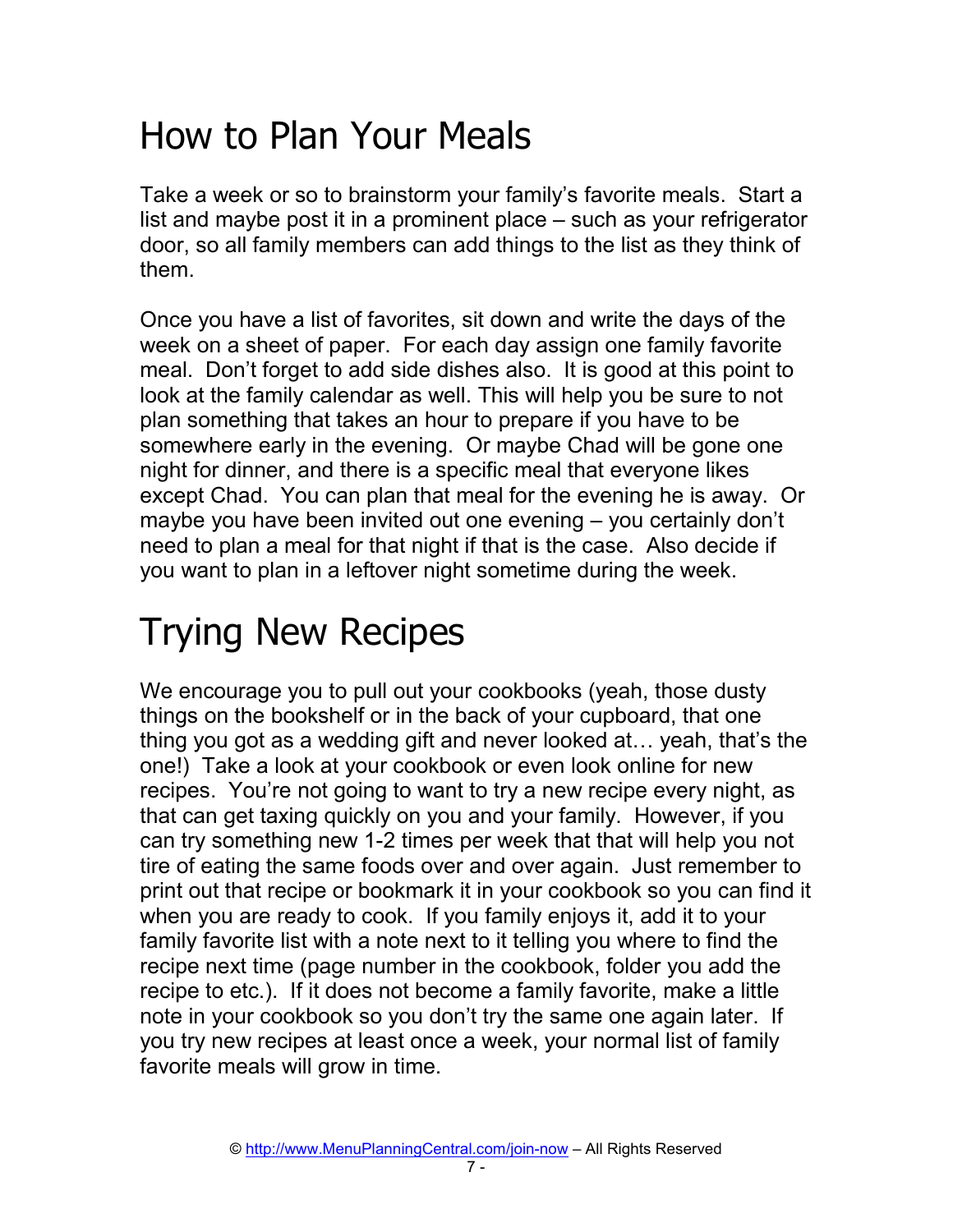# How to Plan Your Meals

Take a week or so to brainstorm your family's favorite meals. Start a list and maybe post it in a prominent place – such as your refrigerator door, so all family members can add things to the list as they think of them.

Once you have a list of favorites, sit down and write the days of the week on a sheet of paper. For each day assign one family favorite meal. Don't forget to add side dishes also. It is good at this point to look at the family calendar as well. This will help you be sure to not plan something that takes an hour to prepare if you have to be somewhere early in the evening. Or maybe Chad will be gone one night for dinner, and there is a specific meal that everyone likes except Chad. You can plan that meal for the evening he is away. Or maybe you have been invited out one evening – you certainly don't need to plan a meal for that night if that is the case. Also decide if you want to plan in a leftover night sometime during the week.

# Trying New Recipes

We encourage you to pull out your cookbooks (yeah, those dusty things on the bookshelf or in the back of your cupboard, that one thing you got as a wedding gift and never looked at… yeah, that's the one!) Take a look at your cookbook or even look online for new recipes. You're not going to want to try a new recipe every night, as that can get taxing quickly on you and your family. However, if you can try something new 1-2 times per week that that will help you not tire of eating the same foods over and over again. Just remember to print out that recipe or bookmark it in your cookbook so you can find it when you are ready to cook. If you family enjoys it, add it to your family favorite list with a note next to it telling you where to find the recipe next time (page number in the cookbook, folder you add the recipe to etc.). If it does not become a family favorite, make a little note in your cookbook so you don't try the same one again later. If you try new recipes at least once a week, your normal list of family favorite meals will grow in time.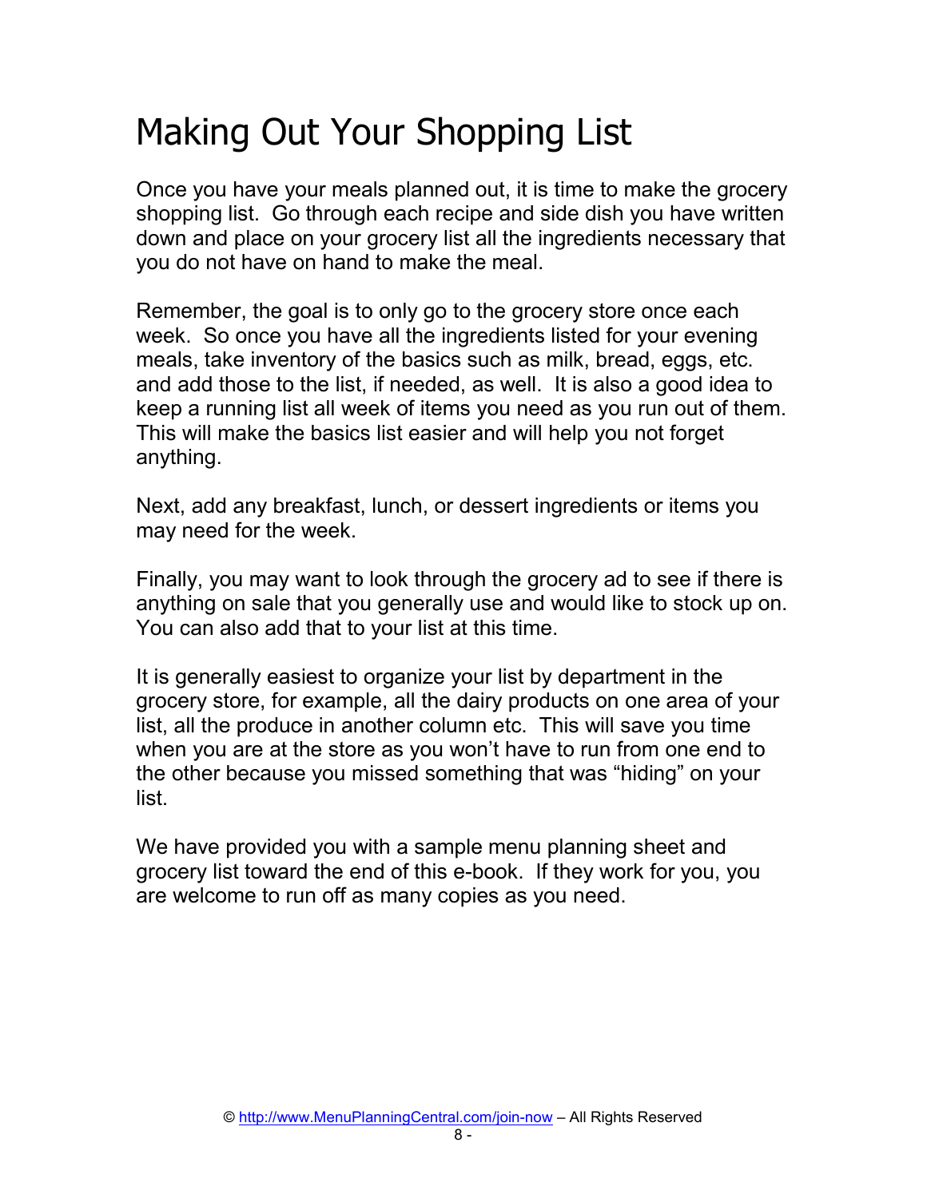# Making Out Your Shopping List

Once you have your meals planned out, it is time to make the grocery shopping list. Go through each recipe and side dish you have written down and place on your grocery list all the ingredients necessary that you do not have on hand to make the meal.

Remember, the goal is to only go to the grocery store once each week. So once you have all the ingredients listed for your evening meals, take inventory of the basics such as milk, bread, eggs, etc. and add those to the list, if needed, as well. It is also a good idea to keep a running list all week of items you need as you run out of them. This will make the basics list easier and will help you not forget anything.

Next, add any breakfast, lunch, or dessert ingredients or items you may need for the week.

Finally, you may want to look through the grocery ad to see if there is anything on sale that you generally use and would like to stock up on. You can also add that to your list at this time.

It is generally easiest to organize your list by department in the grocery store, for example, all the dairy products on one area of your list, all the produce in another column etc. This will save you time when you are at the store as you won't have to run from one end to the other because you missed something that was "hiding" on your list.

We have provided you with a sample menu planning sheet and grocery list toward the end of this e-book. If they work for you, you are welcome to run off as many copies as you need.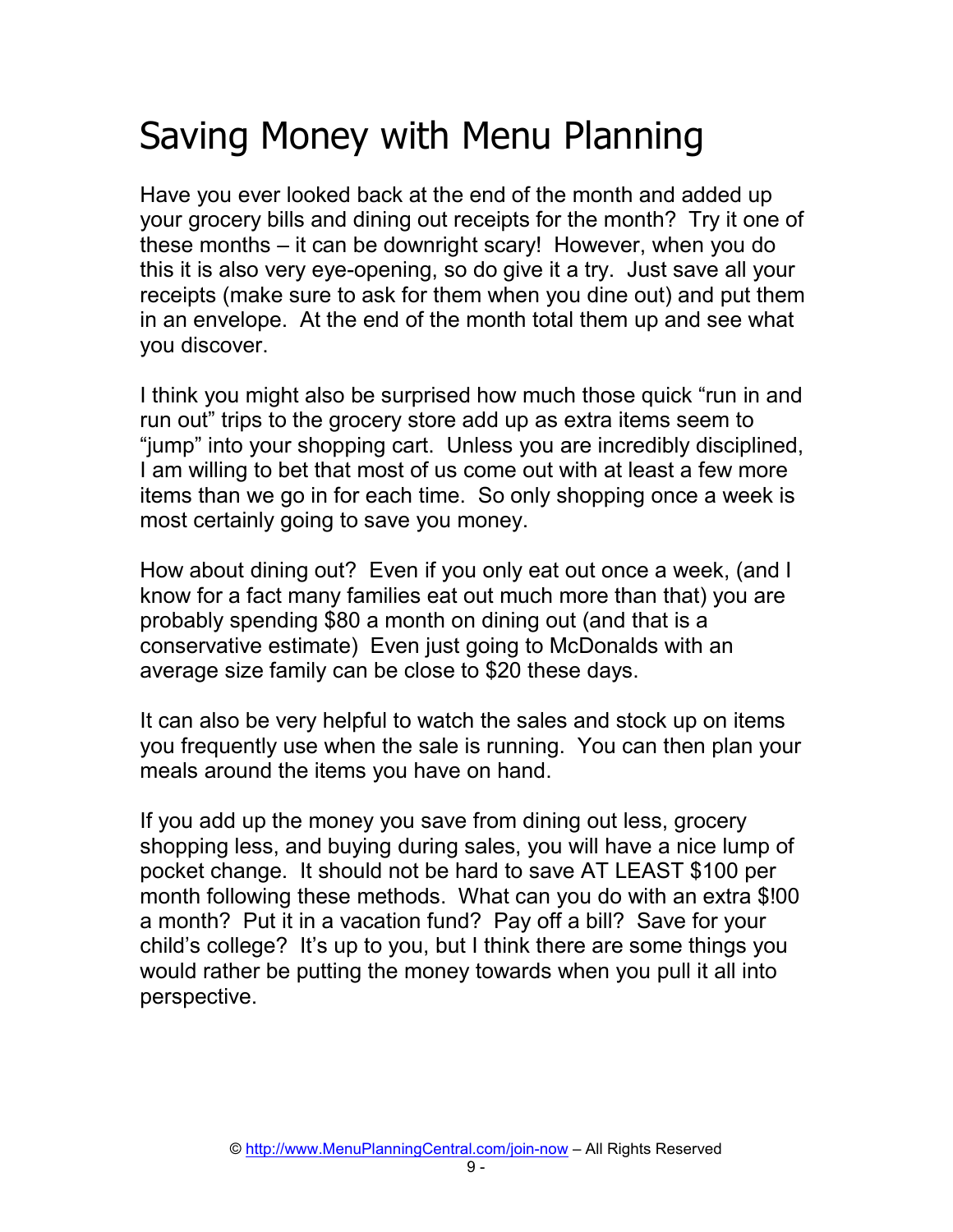# Saving Money with Menu Planning

Have you ever looked back at the end of the month and added up your grocery bills and dining out receipts for the month? Try it one of these months – it can be downright scary! However, when you do this it is also very eye-opening, so do give it a try. Just save all your receipts (make sure to ask for them when you dine out) and put them in an envelope. At the end of the month total them up and see what you discover.

I think you might also be surprised how much those quick "run in and run out" trips to the grocery store add up as extra items seem to "jump" into your shopping cart. Unless you are incredibly disciplined, I am willing to bet that most of us come out with at least a few more items than we go in for each time. So only shopping once a week is most certainly going to save you money.

How about dining out? Even if you only eat out once a week, (and I know for a fact many families eat out much more than that) you are probably spending $80 a month on dining out (and that is a conservative estimate) Even just going to McDonalds with an average size family can be close to $20 these days.

It can also be very helpful to watch the sales and stock up on items you frequently use when the sale is running. You can then plan your meals around the items you have on hand.

If you add up the money you save from dining out less, grocery shopping less, and buying during sales, you will have a nice lump of pocket change. It should not be hard to save AT LEAST $100 per month following these methods. What can you do with an extra $!00 a month? Put it in a vacation fund? Pay off a bill? Save for your child's college? It's up to you, but I think there are some things you would rather be putting the money towards when you pull it all into perspective.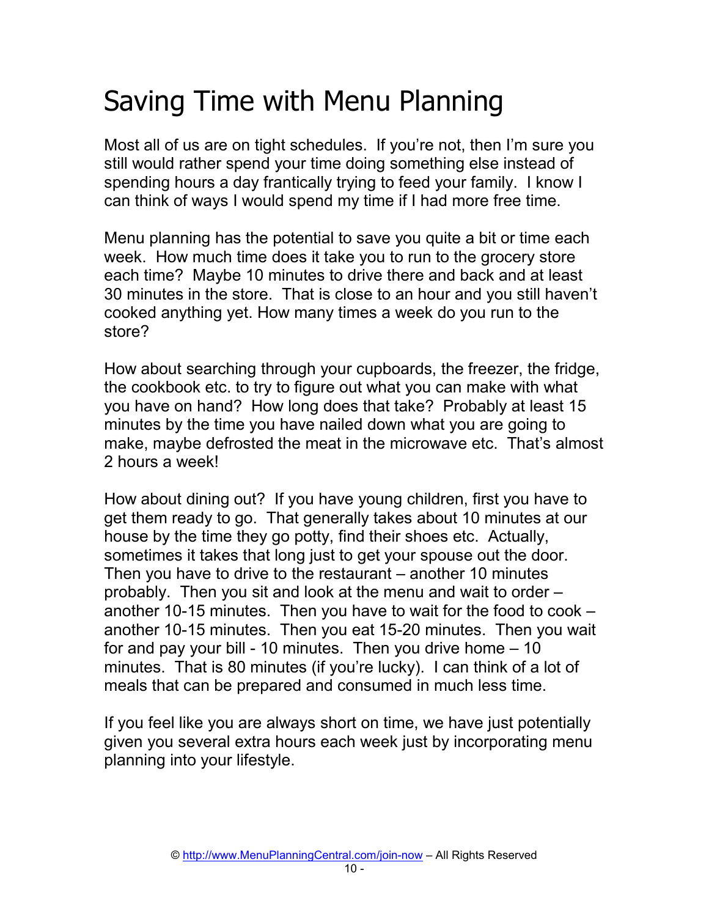# Saving Time with Menu Planning

Most all of us are on tight schedules. If you're not, then I'm sure you still would rather spend your time doing something else instead of spending hours a day frantically trying to feed your family. I know I can think of ways I would spend my time if I had more free time.

Menu planning has the potential to save you quite a bit or time each week. How much time does it take you to run to the grocery store each time? Maybe 10 minutes to drive there and back and at least 30 minutes in the store. That is close to an hour and you still haven't cooked anything yet. How many times a week do you run to the store?

How about searching through your cupboards, the freezer, the fridge, the cookbook etc. to try to figure out what you can make with what you have on hand? How long does that take? Probably at least 15 minutes by the time you have nailed down what you are going to make, maybe defrosted the meat in the microwave etc. That's almost 2 hours a week!

How about dining out? If you have young children, first you have to get them ready to go. That generally takes about 10 minutes at our house by the time they go potty, find their shoes etc. Actually, sometimes it takes that long just to get your spouse out the door. Then you have to drive to the restaurant – another 10 minutes probably. Then you sit and look at the menu and wait to order – another 10-15 minutes. Then you have to wait for the food to cook – another 10-15 minutes. Then you eat 15-20 minutes. Then you wait for and pay your bill - 10 minutes. Then you drive home – 10 minutes. That is 80 minutes (if you're lucky). I can think of a lot of meals that can be prepared and consumed in much less time.

If you feel like you are always short on time, we have just potentially given you several extra hours each week just by incorporating menu planning into your lifestyle.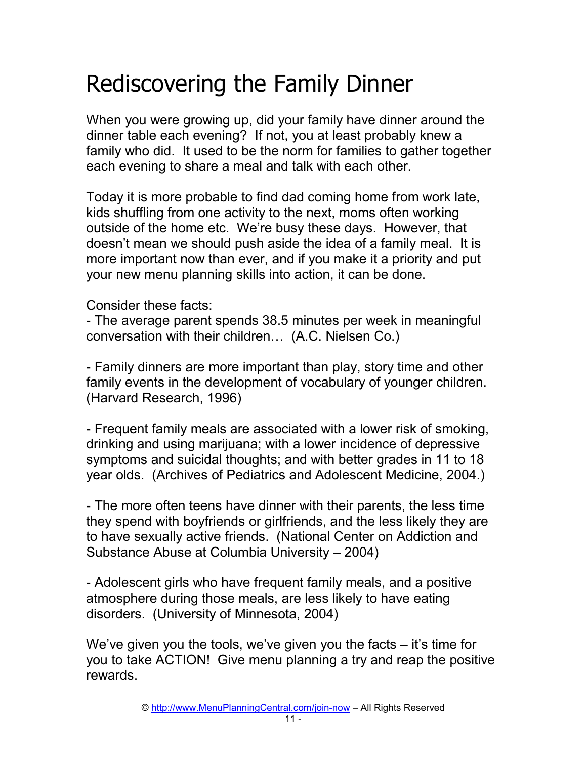# Rediscovering the Family Dinner

When you were growing up, did your family have dinner around the dinner table each evening? If not, you at least probably knew a family who did. It used to be the norm for families to gather together each evening to share a meal and talk with each other.

Today it is more probable to find dad coming home from work late, kids shuffling from one activity to the next, moms often working outside of the home etc. We're busy these days. However, that doesn't mean we should push aside the idea of a family meal. It is more important now than ever, and if you make it a priority and put your new menu planning skills into action, it can be done.

Consider these facts:

- The average parent spends 38.5 minutes per week in meaningful conversation with their children… (A.C. Nielsen Co.)

- Family dinners are more important than play, story time and other family events in the development of vocabulary of younger children. (Harvard Research, 1996)

- Frequent family meals are associated with a lower risk of smoking, drinking and using marijuana; with a lower incidence of depressive symptoms and suicidal thoughts; and with better grades in 11 to 18 year olds. (Archives of Pediatrics and Adolescent Medicine, 2004.)

- The more often teens have dinner with their parents, the less time they spend with boyfriends or girlfriends, and the less likely they are to have sexually active friends. (National Center on Addiction and Substance Abuse at Columbia University – 2004)

- Adolescent girls who have frequent family meals, and a positive atmosphere during those meals, are less likely to have eating disorders. (University of Minnesota, 2004)

We've given you the tools, we've given you the facts – it's time for you to take ACTION! Give menu planning a try and reap the positive rewards.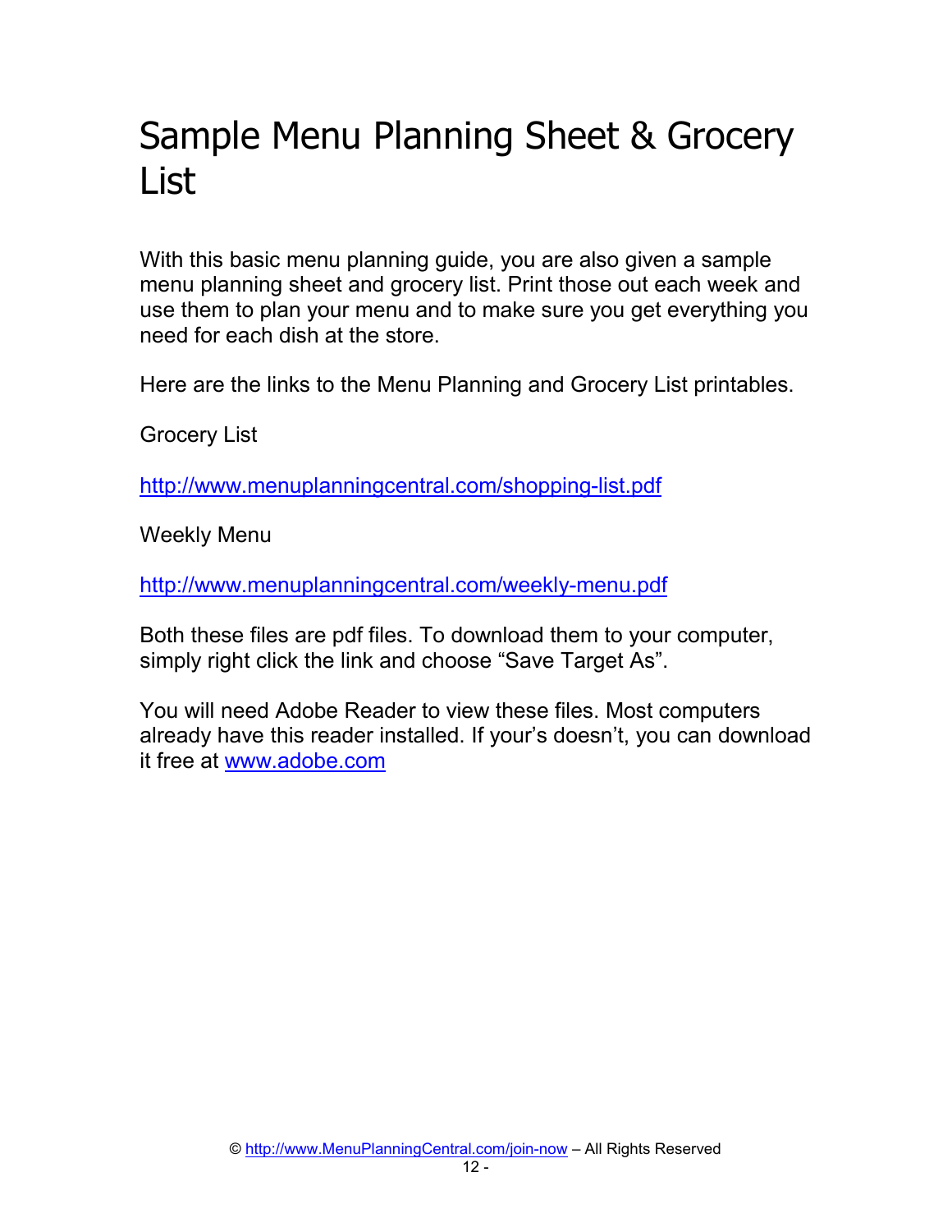# Sample Menu Planning Sheet & Grocery List

With this basic menu planning guide, you are also given a sample menu planning sheet and grocery list. Print those out each week and use them to plan your menu and to make sure you get everything you need for each dish at the store.

Here are the links to the Menu Planning and Grocery List printables.

Grocery List

http://www.menuplanningcentral.com/shopping-list.pdf

Weekly Menu

http://www.menuplanningcentral.com/weekly-menu.pdf

Both these files are pdf files. To download them to your computer, simply right click the link and choose "Save Target As".

You will need Adobe Reader to view these files. Most computers already have this reader installed. If your's doesn't, you can download it free at www.adobe.com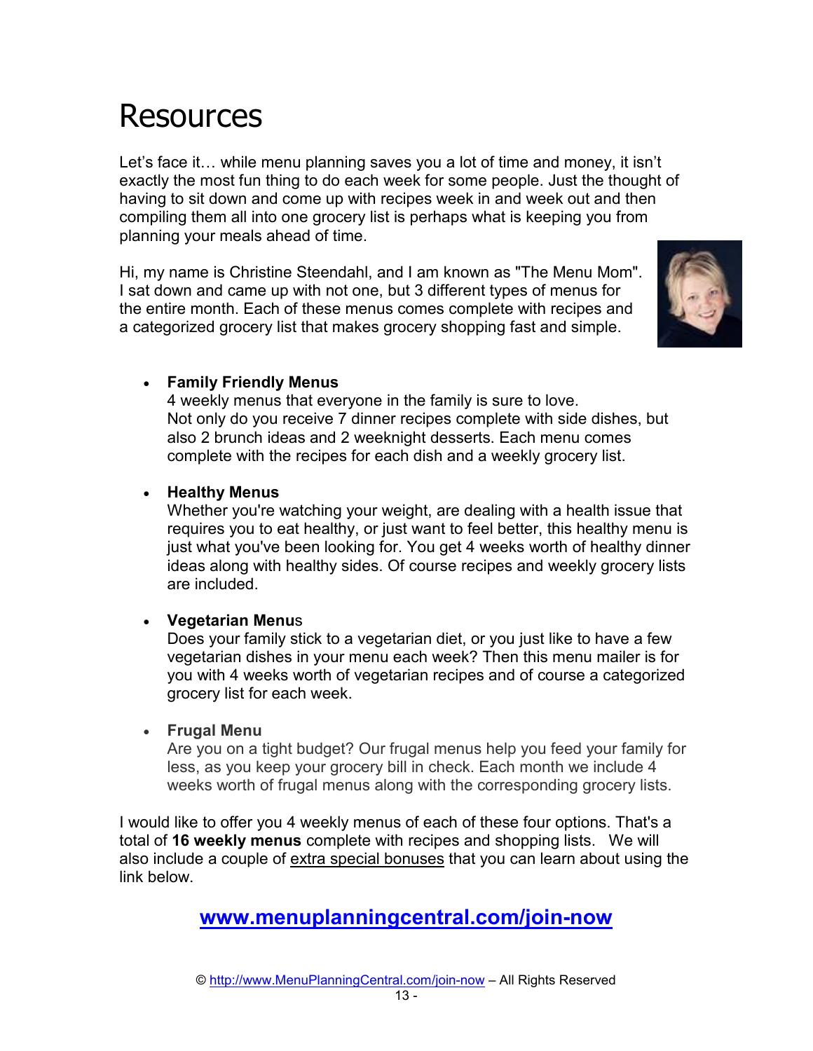# Resources

Let's face it… while menu planning saves you a lot of time and money, it isn't exactly the most fun thing to do each week for some people. Just the thought of having to sit down and come up with recipes week in and week out and then compiling them all into one grocery list is perhaps what is keeping you from planning your meals ahead of time.

Hi, my name is Christine Steendahl, and I am known as "The Menu Mom". I sat down and came up with not one, but 3 different types of menus for the entire month. Each of these menus comes complete with recipes and a categorized grocery list that makes grocery shopping fast and simple.

- **Family Friendly Menus**
  4 weekly menus that everyone in the family is sure to love. Not only do you receive 7 dinner recipes complete with side dishes, but also 2 brunch ideas and 2 weeknight desserts. Each menu comes complete with the recipes for each dish and a weekly grocery list.

- **Healthy Menus**
  Whether you're watching your weight, are dealing with a health issue that requires you to eat healthy, or just want to feel better, this healthy menu is just what you've been looking for. You get 4 weeks worth of healthy dinner ideas along with healthy sides. Of course recipes and weekly grocery lists are included.

- **Vegetarian Menu**s
  Does your family stick to a vegetarian diet, or you just like to have a few vegetarian dishes in your menu each week? Then this menu mailer is for you with 4 weeks worth of vegetarian recipes and of course a categorized grocery list for each week.

- **Frugal Menu**
  Are you on a tight budget? Our frugal menus help you feed your family for less, as you keep your grocery bill in check. Each month we include 4 weeks worth of frugal menus along with the corresponding grocery lists.

I would like to offer you 4 weekly menus of each of these four options. That's a total of **16 weekly menus** complete with recipes and shopping lists. We will also include a couple of extra special bonuses that you can learn about using the link below.

## [www.menuplanningcentral.com/join-now](http://www.menuplanningcentral.com/join-now)

© http://www.MenuPlanningCentral.com/join-now – All Rights Reserved